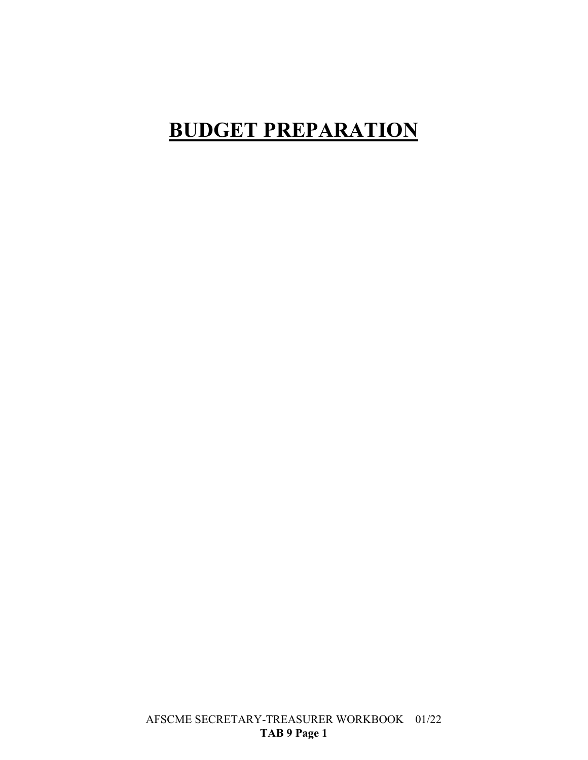# BUDGET PREPARATION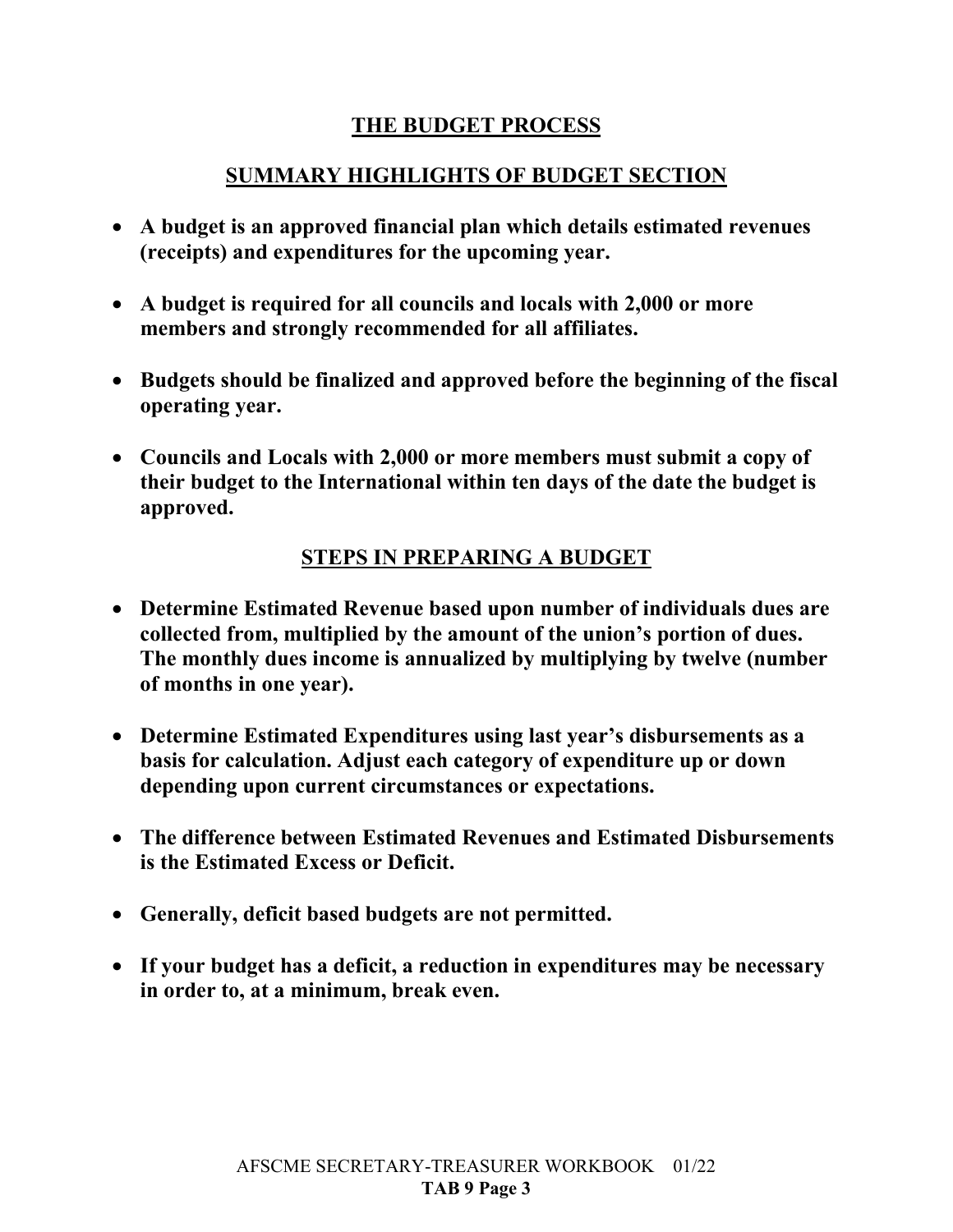## THE BUDGET PROCESS

## SUMMARY HIGHLIGHTS OF BUDGET SECTION

- **A budget is an approved financial plan which details estimated revenues (receipts) and expenditures for the upcoming year.**
- **A budget is required for all councils and locals with 2,000 or more members and strongly recommended for all affiliates.**
- **Budgets should be finalized and approved before the beginning of the fiscal operating year.**
- **Councils and Locals with 2,000 or more members must submit a copy of their budget to the International within ten days of the date the budget is approved.**

## STEPS IN PREPARING A BUDGET

- **Determine Estimated Revenue based upon number of individuals dues are collected from, multiplied by the amount of the union's portion of dues. The monthly dues income is annualized by multiplying by twelve (number of months in one year).**
- **Determine Estimated Expenditures using last year's disbursements as a basis for calculation. Adjust each category of expenditure up or down depending upon current circumstances or expectations.**
- **The difference between Estimated Revenues and Estimated Disbursements is the Estimated Excess or Deficit.**
- **Generally, deficit based budgets are not permitted.**
- **If your budget has a deficit, a reduction in expenditures may be necessary in order to, at a minimum, break even.**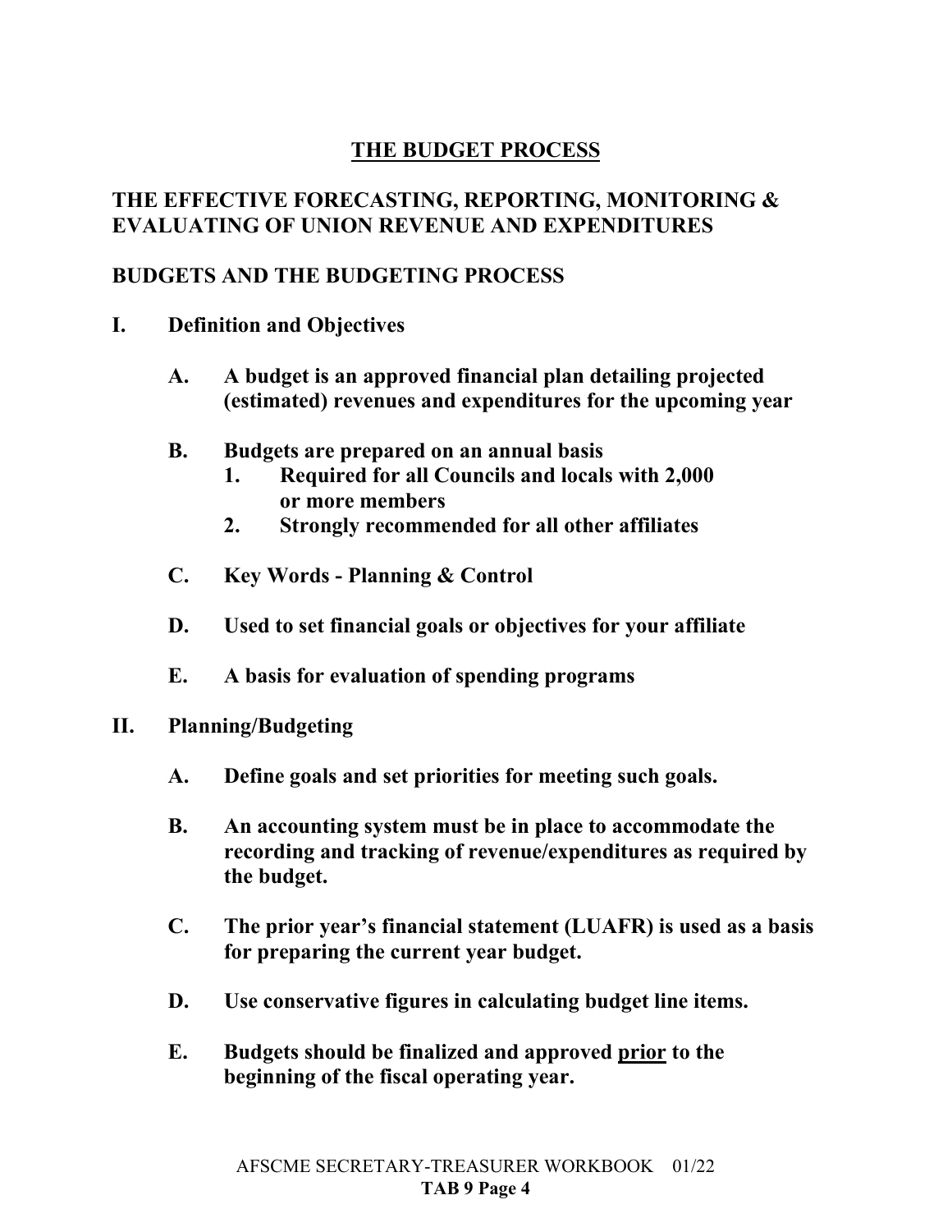# THE BUDGET PROCESS

## THE EFFECTIVE FORECASTING, REPORTING, MONITORING & EVALUATING OF UNION REVENUE AND EXPENDITURES

## BUDGETS AND THE BUDGETING PROCESS

**I. Definition and Objectives**

- **A. A budget is an approved financial plan detailing projected (estimated) revenues and expenditures for the upcoming year**

- **B. Budgets are prepared on an annual basis**
  1. **Required for all Councils and locals with 2,000 or more members**
  2. **Strongly recommended for all other affiliates**

- **C. Key Words - Planning & Control**

- **D. Used to set financial goals or objectives for your affiliate**

- **E. A basis for evaluation of spending programs**

**II. Planning/Budgeting**

- **A. Define goals and set priorities for meeting such goals.**

- **B. An accounting system must be in place to accommodate the recording and tracking of revenue/expenditures as required by the budget.**

- **C. The prior year's financial statement (LUAFR) is used as a basis for preparing the current year budget.**

- **D. Use conservative figures in calculating budget line items.**

- **E. Budgets should be finalized and approved <u>prior</u> to the beginning of the fiscal operating year.**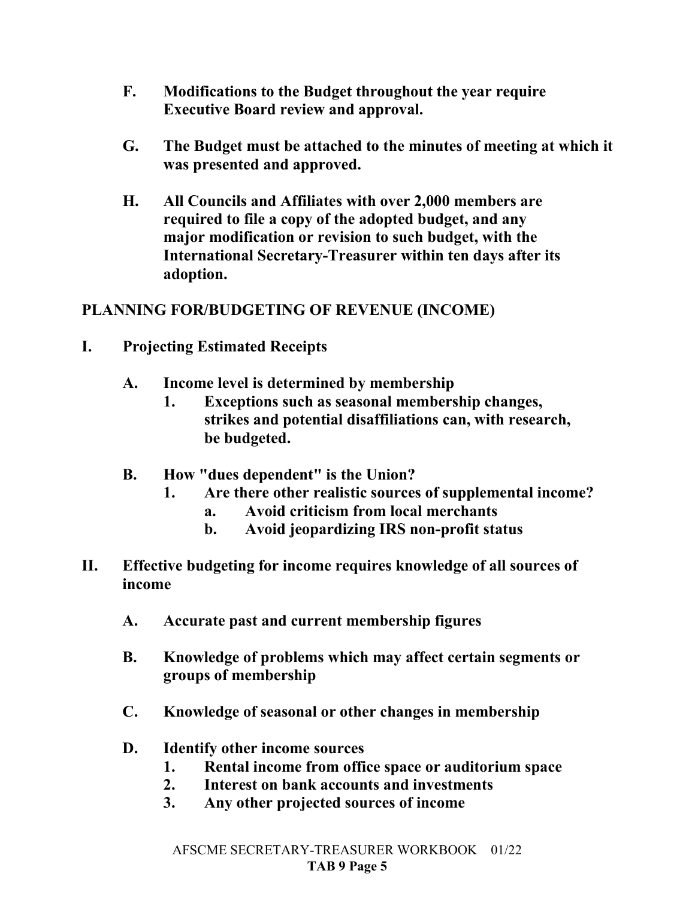**F. Modifications to the Budget throughout the year require Executive Board review and approval.**

**G. The Budget must be attached to the minutes of meeting at which it was presented and approved.**

**H. All Councils and Affiliates with over 2,000 members are required to file a copy of the adopted budget, and any major modification or revision to such budget, with the International Secretary-Treasurer within ten days after its adoption.**

## PLANNING FOR/BUDGETING OF REVENUE (INCOME)

**I. Projecting Estimated Receipts**

- **A. Income level is determined by membership**
  1. **Exceptions such as seasonal membership changes, strikes and potential disaffiliations can, with research, be budgeted.**
- **B. How "dues dependent" is the Union?**
  1. **Are there other realistic sources of supplemental income?**
     - **a. Avoid criticism from local merchants**
     - **b. Avoid jeopardizing IRS non-profit status**

**II. Effective budgeting for income requires knowledge of all sources of income**

- **A. Accurate past and current membership figures**
- **B. Knowledge of problems which may affect certain segments or groups of membership**
- **C. Knowledge of seasonal or other changes in membership**
- **D. Identify other income sources**
  1. **Rental income from office space or auditorium space**
  2. **Interest on bank accounts and investments**
  3. **Any other projected sources of income**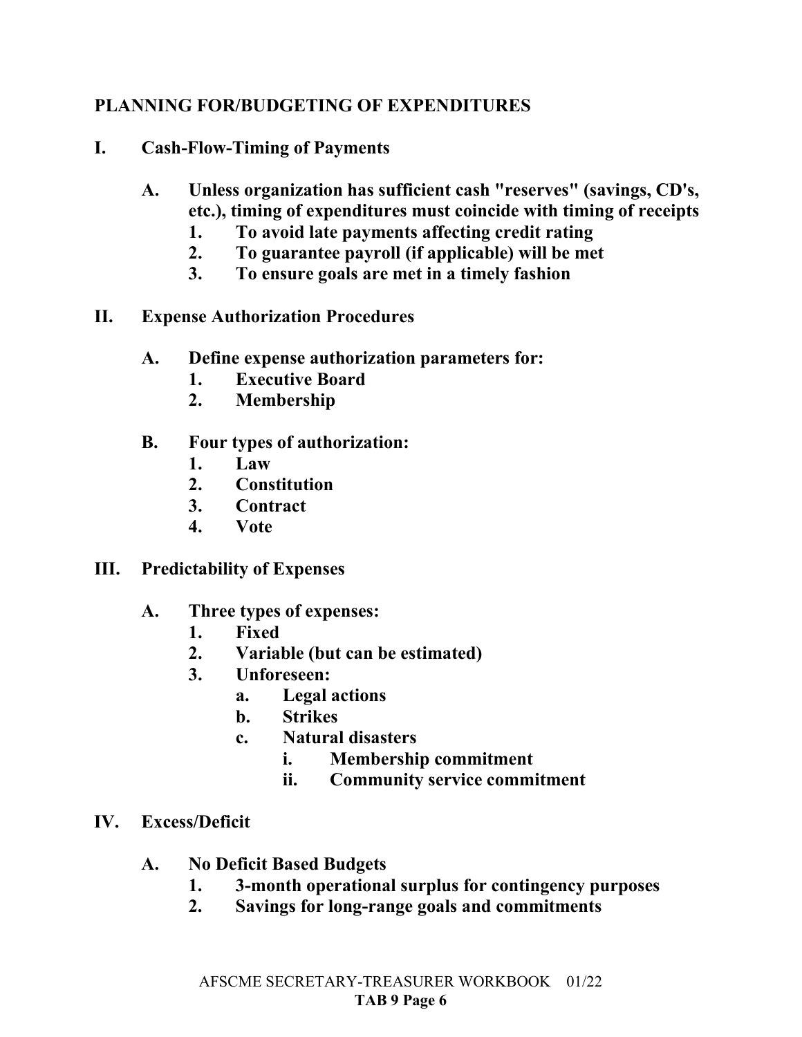## PLANNING FOR/BUDGETING OF EXPENDITURES

**I. Cash-Flow-Timing of Payments**

- **A. Unless organization has sufficient cash "reserves" (savings, CD's, etc.), timing of expenditures must coincide with timing of receipts**
  1. **To avoid late payments affecting credit rating**
  2. **To guarantee payroll (if applicable) will be met**
  3. **To ensure goals are met in a timely fashion**

**II. Expense Authorization Procedures**

- **A. Define expense authorization parameters for:**
  1. **Executive Board**
  2. **Membership**
- **B. Four types of authorization:**
  1. **Law**
  2. **Constitution**
  3. **Contract**
  4. **Vote**

**III. Predictability of Expenses**

- **A. Three types of expenses:**
  1. **Fixed**
  2. **Variable (but can be estimated)**
  3. **Unforeseen:**
     - a. **Legal actions**
     - b. **Strikes**
     - c. **Natural disasters**
       - i. **Membership commitment**
       - ii. **Community service commitment**

**IV. Excess/Deficit**

- **A. No Deficit Based Budgets**
  1. **3-month operational surplus for contingency purposes**
  2. **Savings for long-range goals and commitments**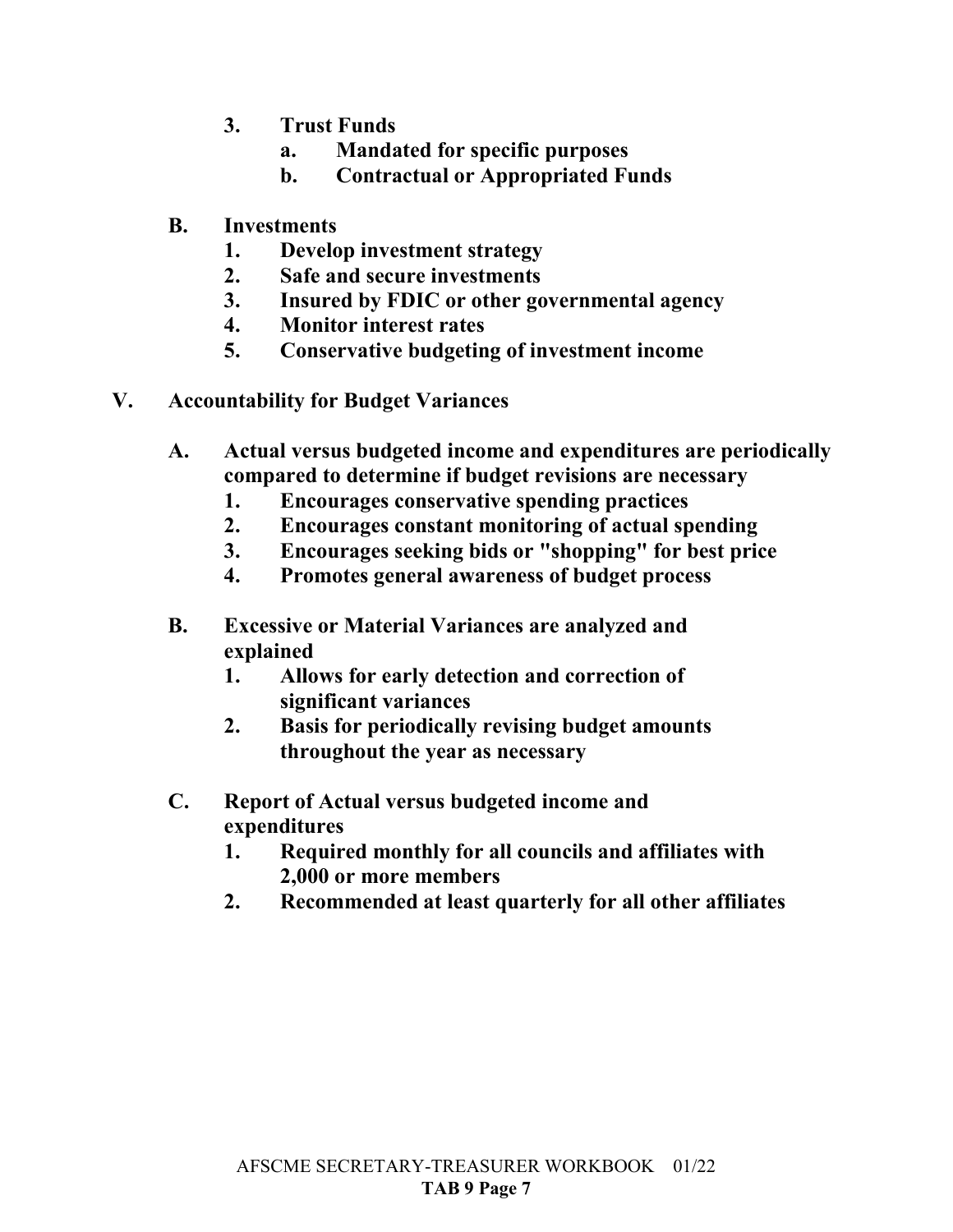3. **Trust Funds**
    a. **Mandated for specific purposes**
    b. **Contractual or Appropriated Funds**

**B. Investments**

1. **Develop investment strategy**
2. **Safe and secure investments**
3. **Insured by FDIC or other governmental agency**
4. **Monitor interest rates**
5. **Conservative budgeting of investment income**

## V. Accountability for Budget Variances

**A. Actual versus budgeted income and expenditures are periodically compared to determine if budget revisions are necessary**

1. **Encourages conservative spending practices**
2. **Encourages constant monitoring of actual spending**
3. **Encourages seeking bids or "shopping" for best price**
4. **Promotes general awareness of budget process**

**B. Excessive or Material Variances are analyzed and explained**

1. **Allows for early detection and correction of significant variances**
2. **Basis for periodically revising budget amounts throughout the year as necessary**

**C. Report of Actual versus budgeted income and expenditures**

1. **Required monthly for all councils and affiliates with 2,000 or more members**
2. **Recommended at least quarterly for all other affiliates**